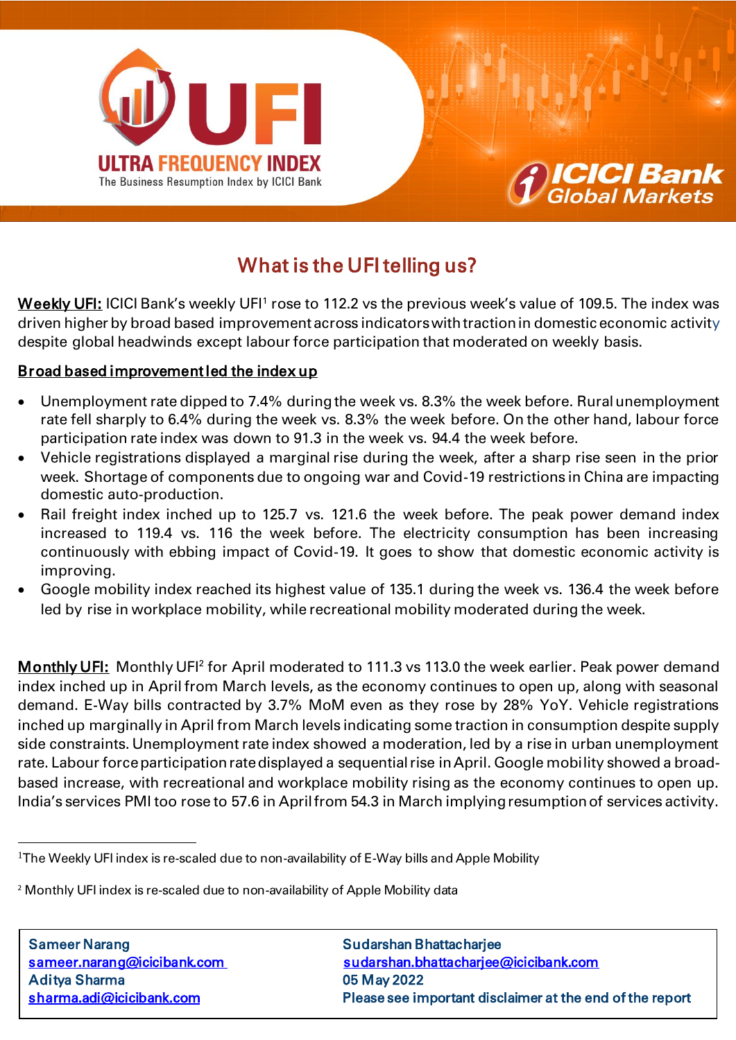# UFI

**ULTRA FREQUENCY INDEX**

The Business Resumption Index by ICICI Bank

**ICICI Bank Global Markets**

## What is the UFI telling us?

**Weekly UFI:** ICICI Bank's weekly UFI[1] rose to 112.2 vs the previous week's value of 109.5. The index was driven higher by broad based improvement across indicators with traction in domestic economic activity despite global headwinds except labour force participation that moderated on weekly basis.

### Broad based improvement led the index up

- Unemployment rate dipped to 7.4% during the week vs. 8.3% the week before. Rural unemployment rate fell sharply to 6.4% during the week vs. 8.3% the week before. On the other hand, labour force participation rate index was down to 91.3 in the week vs. 94.4 the week before.
- Vehicle registrations displayed a marginal rise during the week, after a sharp rise seen in the prior week. Shortage of components due to ongoing war and Covid-19 restrictions in China are impacting domestic auto-production.
- Rail freight index inched up to 125.7 vs. 121.6 the week before. The peak power demand index increased to 119.4 vs. 116 the week before. The electricity consumption has been increasing continuously with ebbing impact of Covid-19. It goes to show that domestic economic activity is improving.
- Google mobility index reached its highest value of 135.1 during the week vs. 136.4 the week before led by rise in workplace mobility, while recreational mobility moderated during the week.

**Monthly UFI:** Monthly UFI[2] for April moderated to 111.3 vs 113.0 the week earlier. Peak power demand index inched up in April from March levels, as the economy continues to open up, along with seasonal demand. E-Way bills contracted by 3.7% MoM even as they rose by 28% YoY. Vehicle registrations inched up marginally in April from March levels indicating some traction in consumption despite supply side constraints. Unemployment rate index showed a moderation, led by a rise in urban unemployment rate. Labour force participation rate displayed a sequential rise in April. Google mobility showed a broad-based increase, with recreational and workplace mobility rising as the economy continues to open up. India's services PMI too rose to 57.6 in April from 54.3 in March implying resumption of services activity.

---

[1]The Weekly UFI index is re-scaled due to non-availability of E-Way bills and Apple Mobility

[2] Monthly UFI index is re-scaled due to non-availability of Apple Mobility data

| | |
|---|---|
| **Sameer Narang** | **Sudarshan Bhattacharjee** |
| sameer.narang@icicibank.com | sudarshan.bhattacharjee@icicibank.com |
| **Aditya Sharma** | **05 May 2022** |
| sharma.adi@icicibank.com | **Please see important disclaimer at the end of the report** |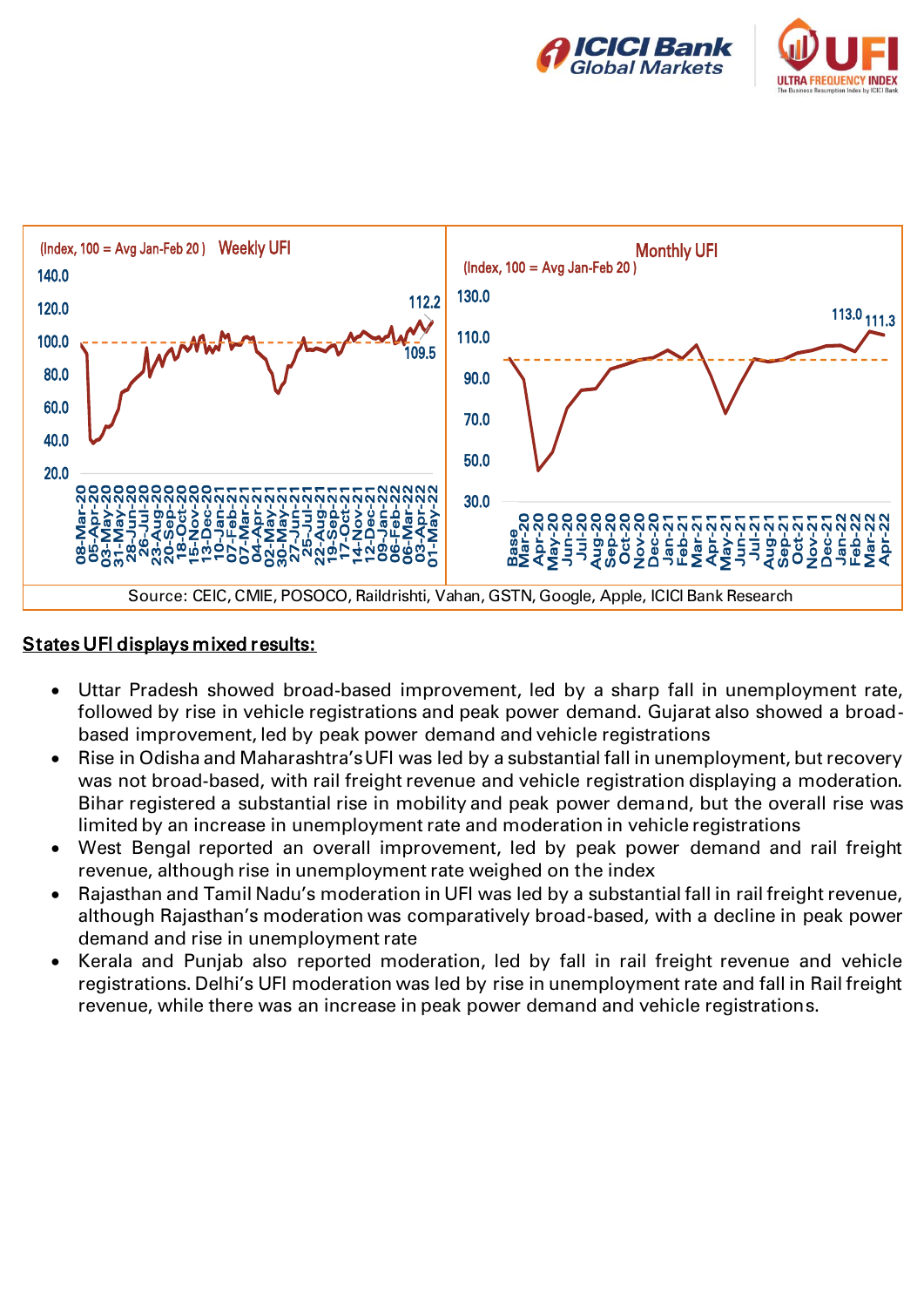Source: CEIC, CMIE, POSOCO, Raildrishti, Vahan, GSTN, Google, Apple, ICICI Bank Research

**States UFI displays mixed results:**

- Uttar Pradesh showed broad-based improvement, led by a sharp fall in unemployment rate, followed by rise in vehicle registrations and peak power demand. Gujarat also showed a broad-based improvement, led by peak power demand and vehicle registrations
- Rise in Odisha and Maharashtra's UFI was led by a substantial fall in unemployment, but recovery was not broad-based, with rail freight revenue and vehicle registration displaying a moderation. Bihar registered a substantial rise in mobility and peak power demand, but the overall rise was limited by an increase in unemployment rate and moderation in vehicle registrations
- West Bengal reported an overall improvement, led by peak power demand and rail freight revenue, although rise in unemployment rate weighed on the index
- Rajasthan and Tamil Nadu's moderation in UFI was led by a substantial fall in rail freight revenue, although Rajasthan's moderation was comparatively broad-based, with a decline in peak power demand and rise in unemployment rate
- Kerala and Punjab also reported moderation, led by fall in rail freight revenue and vehicle registrations. Delhi's UFI moderation was led by rise in unemployment rate and fall in Rail freight revenue, while there was an increase in peak power demand and vehicle registrations.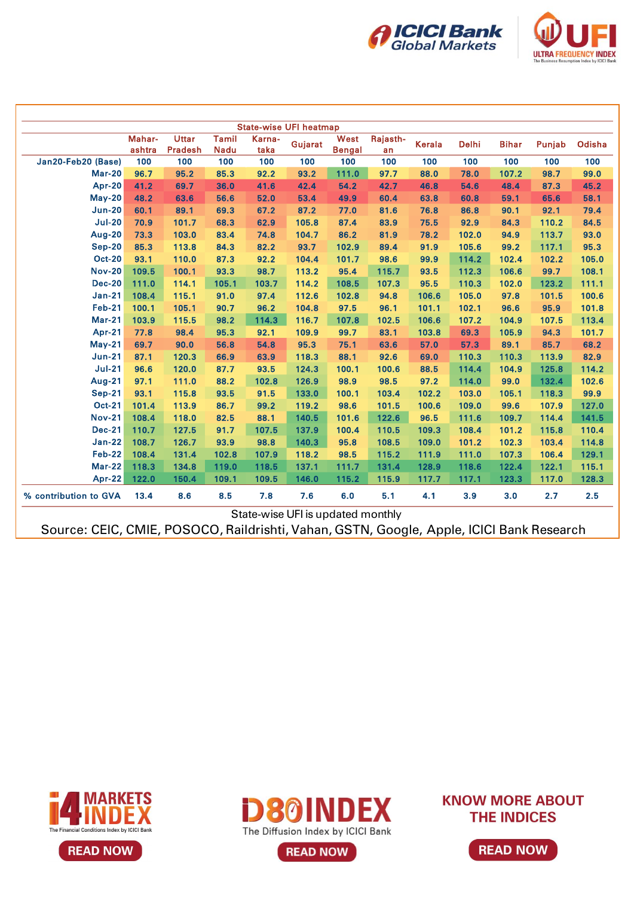## State-wise UFI heatmap

| | Maharashtra | Uttar Pradesh | Tamil Nadu | Karnataka | Gujarat | West Bengal | Rajasthan | Kerala | Delhi | Bihar | Punjab | Odisha |
|---|---|---|---|---|---|---|---|---|---|---|---|---|
| Jan20-Feb20 (Base) | 100 | 100 | 100 | 100 | 100 | 100 | 100 | 100 | 100 | 100 | 100 | 100 |
| Mar-20 | 96.7 | 95.2 | 85.3 | 92.2 | 93.2 | 111.0 | 97.7 | 88.0 | 78.0 | 107.2 | 98.7 | 99.0 |
| Apr-20 | 41.2 | 69.7 | 36.0 | 41.6 | 42.4 | 54.2 | 42.7 | 46.8 | 54.6 | 48.4 | 87.3 | 45.2 |
| May-20 | 48.2 | 63.6 | 56.6 | 52.0 | 53.4 | 49.9 | 60.4 | 63.8 | 60.8 | 59.1 | 65.6 | 58.1 |
| Jun-20 | 60.1 | 89.1 | 69.3 | 67.2 | 87.2 | 77.0 | 81.6 | 76.8 | 86.8 | 90.1 | 92.1 | 79.4 |
| Jul-20 | 70.9 | 101.7 | 68.3 | 62.9 | 105.8 | 87.4 | 83.9 | 75.5 | 92.9 | 84.3 | 110.2 | 84.5 |
| Aug-20 | 73.3 | 103.0 | 83.4 | 74.8 | 104.7 | 86.2 | 81.9 | 78.2 | 102.0 | 94.9 | 113.7 | 93.0 |
| Sep-20 | 85.3 | 113.8 | 84.3 | 82.2 | 93.7 | 102.9 | 89.4 | 91.9 | 105.6 | 99.2 | 117.1 | 95.3 |
| Oct-20 | 93.1 | 110.0 | 87.3 | 92.2 | 104.4 | 101.7 | 98.6 | 99.9 | 114.2 | 102.4 | 102.2 | 105.0 |
| Nov-20 | 109.5 | 100.1 | 93.3 | 98.7 | 113.2 | 95.4 | 115.7 | 93.5 | 112.3 | 106.6 | 99.7 | 108.1 |
| Dec-20 | 111.0 | 114.1 | 105.1 | 103.7 | 114.2 | 108.5 | 107.3 | 95.5 | 110.3 | 102.0 | 123.2 | 111.1 |
| Jan-21 | 108.4 | 115.1 | 91.0 | 97.4 | 112.6 | 102.8 | 94.8 | 106.6 | 105.0 | 97.8 | 101.5 | 100.6 |
| Feb-21 | 100.1 | 105.1 | 90.7 | 96.2 | 104.8 | 97.5 | 96.1 | 101.1 | 102.1 | 96.6 | 95.9 | 101.8 |
| Mar-21 | 103.9 | 115.5 | 98.2 | 114.3 | 116.7 | 107.8 | 102.5 | 106.6 | 107.2 | 104.9 | 107.5 | 113.4 |
| Apr-21 | 77.8 | 98.4 | 95.3 | 92.1 | 109.9 | 99.7 | 83.1 | 103.8 | 69.3 | 105.9 | 94.3 | 101.7 |
| May-21 | 69.7 | 90.0 | 56.8 | 54.8 | 95.3 | 75.1 | 63.6 | 57.0 | 57.3 | 89.1 | 85.7 | 68.2 |
| Jun-21 | 87.1 | 120.3 | 66.9 | 63.9 | 118.3 | 88.1 | 92.6 | 69.0 | 110.3 | 110.3 | 113.9 | 82.9 |
| Jul-21 | 96.6 | 120.0 | 87.7 | 93.5 | 124.3 | 100.1 | 100.6 | 88.5 | 114.4 | 104.9 | 125.8 | 114.2 |
| Aug-21 | 97.1 | 111.0 | 88.2 | 102.8 | 126.9 | 98.9 | 98.5 | 97.2 | 114.0 | 99.0 | 132.4 | 102.6 |
| Sep-21 | 93.1 | 115.8 | 93.5 | 91.5 | 133.0 | 100.1 | 103.4 | 102.2 | 103.0 | 105.1 | 118.3 | 99.9 |
| Oct-21 | 101.4 | 113.9 | 86.7 | 99.2 | 119.2 | 98.6 | 101.5 | 100.6 | 109.0 | 99.6 | 107.9 | 127.0 |
| Nov-21 | 108.4 | 118.0 | 82.5 | 88.1 | 140.5 | 101.6 | 122.6 | 96.5 | 111.6 | 109.7 | 114.4 | 141.5 |
| Dec-21 | 110.7 | 127.5 | 91.7 | 107.5 | 137.9 | 100.4 | 110.5 | 109.3 | 108.4 | 101.2 | 115.8 | 110.4 |
| Jan-22 | 108.7 | 126.7 | 93.9 | 98.8 | 140.3 | 95.8 | 108.5 | 109.0 | 101.2 | 102.3 | 103.4 | 114.8 |
| Feb-22 | 108.4 | 131.4 | 102.8 | 107.9 | 118.2 | 98.5 | 115.2 | 111.9 | 111.0 | 107.3 | 106.4 | 129.1 |
| Mar-22 | 118.3 | 134.8 | 119.0 | 118.5 | 137.1 | 111.7 | 131.4 | 128.9 | 118.6 | 122.4 | 122.1 | 115.1 |
| Apr-22 | 122.0 | 150.4 | 109.1 | 109.5 | 146.0 | 115.2 | 115.9 | 117.7 | 117.1 | 123.3 | 117.0 | 128.3 |
| % contribution to GVA | 13.4 | 8.6 | 8.5 | 7.8 | 7.6 | 6.0 | 5.1 | 4.1 | 3.9 | 3.0 | 2.7 | 2.5 |

State-wise UFI is updated monthly

Source: CEIC, CMIE, POSOCO, Raildrishti, Vahan, GSTN, Google, Apple, ICICI Bank Research

i4 MARKETS INDEX — The Financial Conditions Index by ICICI Bank — READ NOW

D80 INDEX — The Diffusion Index by ICICI Bank — READ NOW

KNOW MORE ABOUT THE INDICES — READ NOW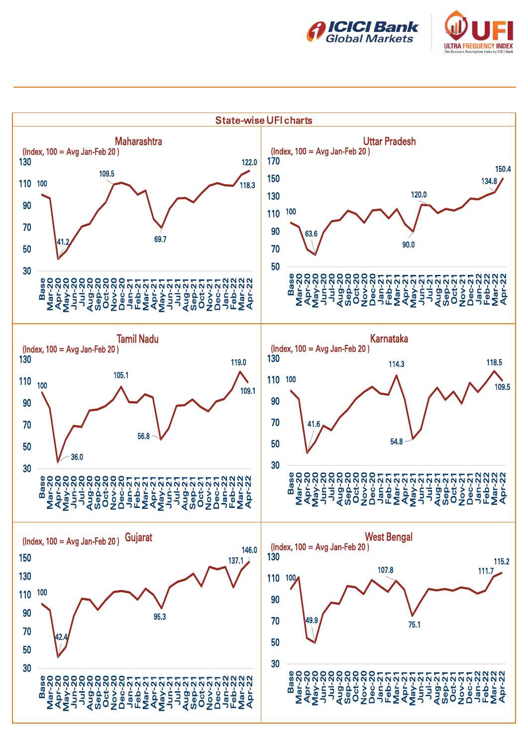## State-wise UFI charts

### Maharashtra

(Index, 100 = Avg Jan-Feb 20 )

Labeled values: Base 100; Apr-20 41.2; Nov-20 109.5; May-21 69.7; Mar-22 118.3; Apr-22 122.0

### Uttar Pradesh

(Index, 100 = Avg Jan-Feb 20 )

Labeled values: Base 100; May-20 63.6; May-21 90.0; Jun-21 120.0; Mar-22 134.8; Apr-22 150.4

### Tamil Nadu

(Index, 100 = Avg Jan-Feb 20 )

Labeled values: Base 100; Apr-20 36.0; Dec-20 105.1; May-21 56.8; Mar-22 119.0; Apr-22 109.1

### Karnataka

(Index, 100 = Avg Jan-Feb 20 )

Labeled values: Base 100; Apr-20 41.6; Mar-21 114.3; May-21 54.8; Mar-22 118.5; Apr-22 109.5

### Gujarat

(Index, 100 = Avg Jan-Feb 20 )

Labeled values: Base 100; Apr-20 42.4; May-21 95.3; Mar-22 137.1; Apr-22 146.0

### West Bengal

(Index, 100 = Avg Jan-Feb 20 )

Labeled values: Base 100; May-20 49.9; Mar-21 107.8; May-21 75.1; Mar-22 111.7; Apr-22 115.2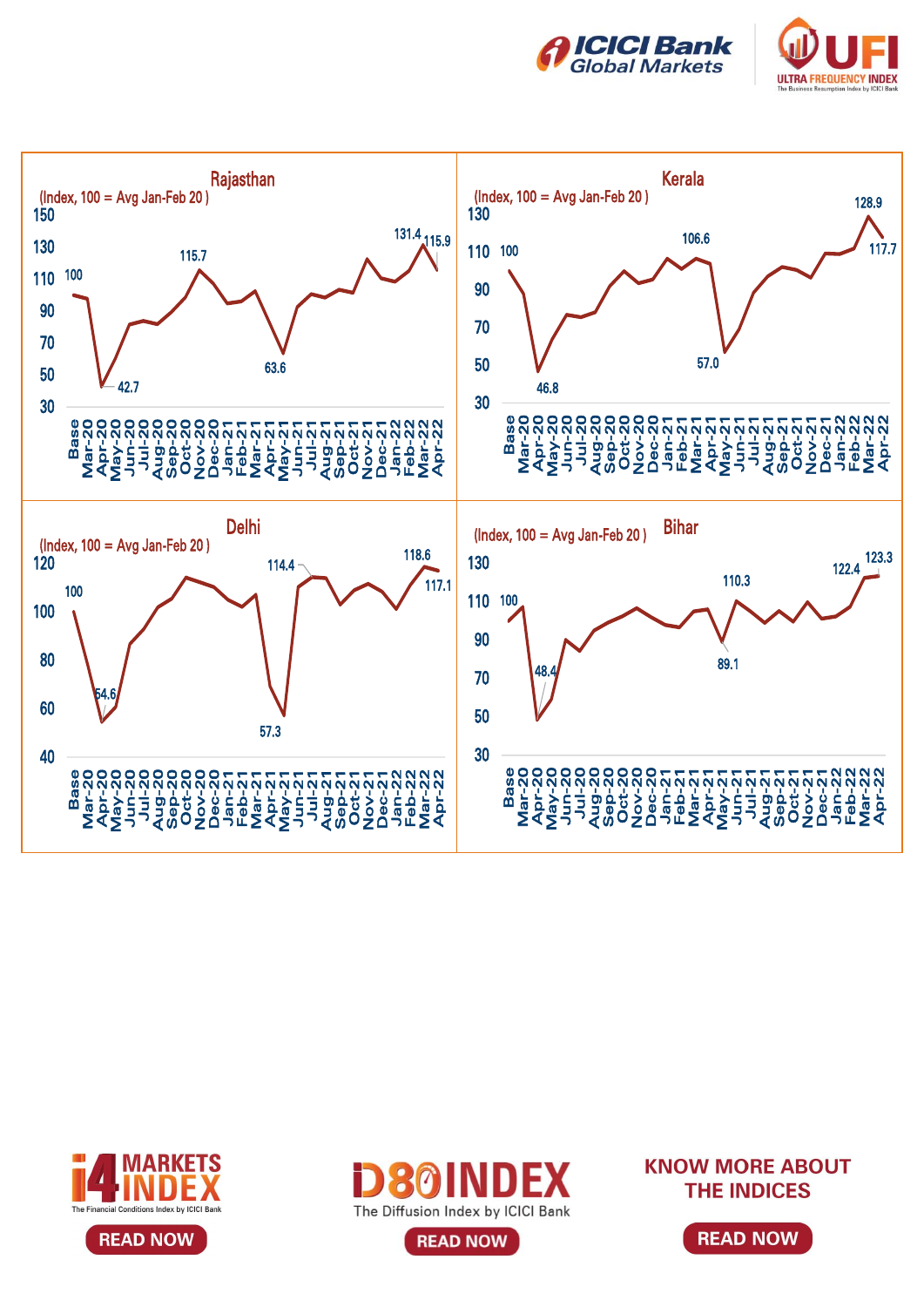**Rajasthan**

(Index, 100 = Avg Jan-Feb 20 )

Labeled values: Base 100; Apr-20 42.7; Oct-20 115.7; May-21 63.6; Mar-22 131.4; Apr-22 115.9

**Kerala**

(Index, 100 = Avg Jan-Feb 20 )

Labeled values: Base 100; Apr-20 46.8; Mar-21 106.6; May-21 57.0; Mar-22 128.9; Apr-22 117.7

**Delhi**

(Index, 100 = Avg Jan-Feb 20 )

Labeled values: Base 100; Apr-20 54.6; May-21 57.3; Jul-21 114.4; Mar-22 118.6; Apr-22 117.1

**Bihar**

(Index, 100 = Avg Jan-Feb 20 )

Labeled values: Base 100; Apr-20 48.4; May-21 89.1; Jun-21 110.3; Mar-22 122.4; Apr-22 123.3

i4 MARKETS INDEX – The Financial Conditions Index by ICICI Bank — READ NOW

D80 INDEX – The Diffusion Index by ICICI Bank — READ NOW

KNOW MORE ABOUT THE INDICES — READ NOW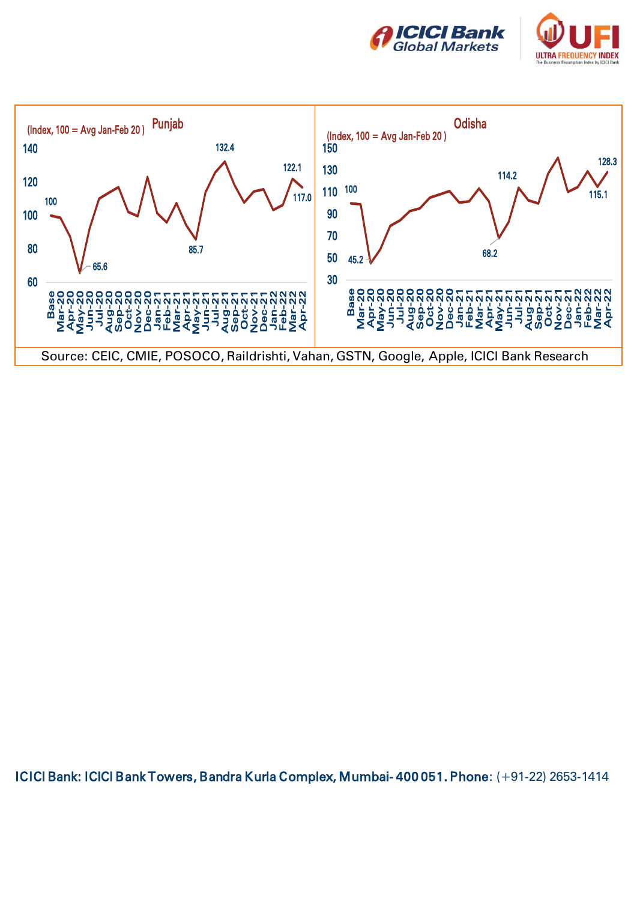**Punjab**

(Index, 100 = Avg Jan-Feb 20 )

Data labels: Base 100; May-20 65.6; May-21 85.7; Aug-21 132.4; Mar-22 122.1; Apr-22 117.0

**Odisha**

(Index, 100 = Avg Jan-Feb 20 )

Data labels: Base 100; Apr-20 45.2; May-21 68.2; Jul-21 114.2; Mar-22 115.1; Apr-22 128.3

Source: CEIC, CMIE, POSOCO, Raildrishti, Vahan, GSTN, Google, Apple, ICICI Bank Research

**ICICI Bank: ICICI Bank Towers, Bandra Kurla Complex, Mumbai- 400 051. Phone**: (+91-22) 2653-1414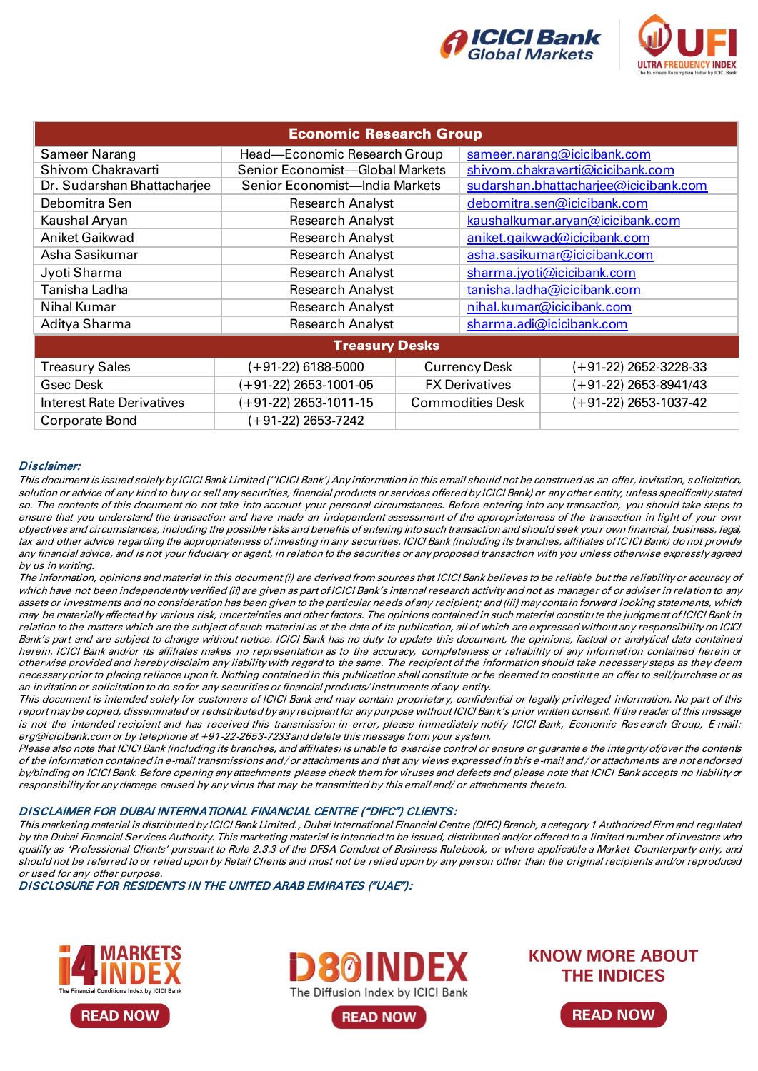ICICI Bank Global Markets

UFI ULTRA FREQUENCY INDEX The Business Resumption Index by ICICI Bank

| Economic Research Group | | |
|---|---|---|
| Sameer Narang | Head—Economic Research Group | sameer.narang@icicibank.com |
| Shivom Chakravarti | Senior Economist—Global Markets | shivom.chakravarti@icicibank.com |
| Dr. Sudarshan Bhattacharjee | Senior Economist—India Markets | sudarshan.bhattacharjee@icicibank.com |
| Debomitra Sen | Research Analyst | debomitra.sen@icicibank.com |
| Kaushal Aryan | Research Analyst | kaushalkumar.aryan@icicibank.com |
| Aniket Gaikwad | Research Analyst | aniket.gaikwad@icicibank.com |
| Asha Sasikumar | Research Analyst | asha.sasikumar@icicibank.com |
| Jyoti Sharma | Research Analyst | sharma.jyoti@icicibank.com |
| Tanisha Ladha | Research Analyst | tanisha.ladha@icicibank.com |
| Nihal Kumar | Research Analyst | nihal.kumar@icicibank.com |
| Aditya Sharma | Research Analyst | sharma.adi@icicibank.com |

| Treasury Desks | | | |
|---|---|---|---|
| Treasury Sales | (+91-22) 6188-5000 | Currency Desk | (+91-22) 2652-3228-33 |
| Gsec Desk | (+91-22) 2653-1001-05 | FX Derivatives | (+91-22) 2653-8941/43 |
| Interest Rate Derivatives | (+91-22) 2653-1011-15 | Commodities Desk | (+91-22) 2653-1037-42 |
| Corporate Bond | (+91-22) 2653-7242 | | |

***Disclaimer:***

*This document is issued solely by ICICI Bank Limited ("ICICI Bank') Any information in this email should not be construed as an offer, invitation, solicitation, solution or advice of any kind to buy or sell any securities, financial products or services offered by ICICI Bank) or any other entity, unless specifically stated so. The contents of this document do not take into account your personal circumstances. Before entering into any transaction, you should take steps to ensure that you understand the transaction and have made an independent assessment of the appropriateness of the transaction in light of your own objectives and circumstances, including the possible risks and benefits of entering into such transaction and should seek your own financial, business, legal, tax and other advice regarding the appropriateness of investing in any securities. ICICI Bank (including its branches, affiliates of ICICI Bank) do not provide any financial advice, and is not your fiduciary or agent, in relation to the securities or any proposed transaction with you unless otherwise expressly agreed by us in writing.*

*The information, opinions and material in this document (i) are derived from sources that ICICI Bank believes to be reliable but the reliability or accuracy of which have not been independently verified (ii) are given as part of ICICI Bank's internal research activity and not as manager of or adviser in relation to any assets or investments and no consideration has been given to the particular needs of any recipient; and (iii) may contain forward looking statements, which may be materially affected by various risk, uncertainties and other factors. The opinions contained in such material constitute the judgment of ICICI Bank in relation to the matters which are the subject of such material as at the date of its publication, all of which are expressed without any responsibility on ICICI Bank's part and are subject to change without notice. ICICI Bank has no duty to update this document, the opinions, factual or analytical data contained herein. ICICI Bank and/or its affiliates makes no representation as to the accuracy, completeness or reliability of any information contained herein or otherwise provided and hereby disclaim any liability with regard to the same. The recipient of the information should take necessary steps as they deem necessary prior to placing reliance upon it. Nothing contained in this publication shall constitute or be deemed to constitute an offer to sell/purchase or as an invitation or solicitation to do so for any securities or financial products/ instruments of any entity.*

*This document is intended solely for customers of ICICI Bank and may contain proprietary, confidential or legally privileged information. No part of this report may be copied, disseminated or redistributed by any recipient for any purpose without ICICI Bank's prior written consent. If the reader of this message is not the intended recipient and has received this transmission in error, please immediately notify ICICI Bank, Economic Research Group, E-mail: erg@icicibank.com or by telephone at +91-22-2653-7233 and delete this message from your system.*

*Please also note that ICICI Bank (including its branches, and affiliates) is unable to exercise control or ensure or guarantee the integrity of/over the contents of the information contained in e-mail transmissions and / or attachments and that any views expressed in this e-mail and / or attachments are not endorsed by/binding on ICICI Bank. Before opening any attachments please check them for viruses and defects and please note that ICICI Bank accepts no liability or responsibility for any damage caused by any virus that may be transmitted by this email and/ or attachments thereto.*

***DISCLAIMER FOR DUBAI INTERNATIONAL FINANCIAL CENTRE ("DIFC") CLIENTS:***

*This marketing material is distributed by ICICI Bank Limited., Dubai International Financial Centre (DIFC) Branch, a category 1 Authorized Firm and regulated by the Dubai Financial Services Authority. This marketing material is intended to be issued, distributed and/or offered to a limited number of investors who qualify as 'Professional Clients' pursuant to Rule 2.3.3 of the DFSA Conduct of Business Rulebook, or where applicable a Market Counterparty only, and should not be referred to or relied upon by Retail Clients and must not be relied upon by any person other than the original recipients and/or reproduced or used for any other purpose.*

***DISCLOSURE FOR RESIDENTS IN THE UNITED ARAB EMIRATES ("UAE"):***

i4 MARKETS INDEX — The Financial Conditions Index by ICICI Bank — READ NOW

D80 INDEX — The Diffusion Index by ICICI Bank — READ NOW

KNOW MORE ABOUT THE INDICES — READ NOW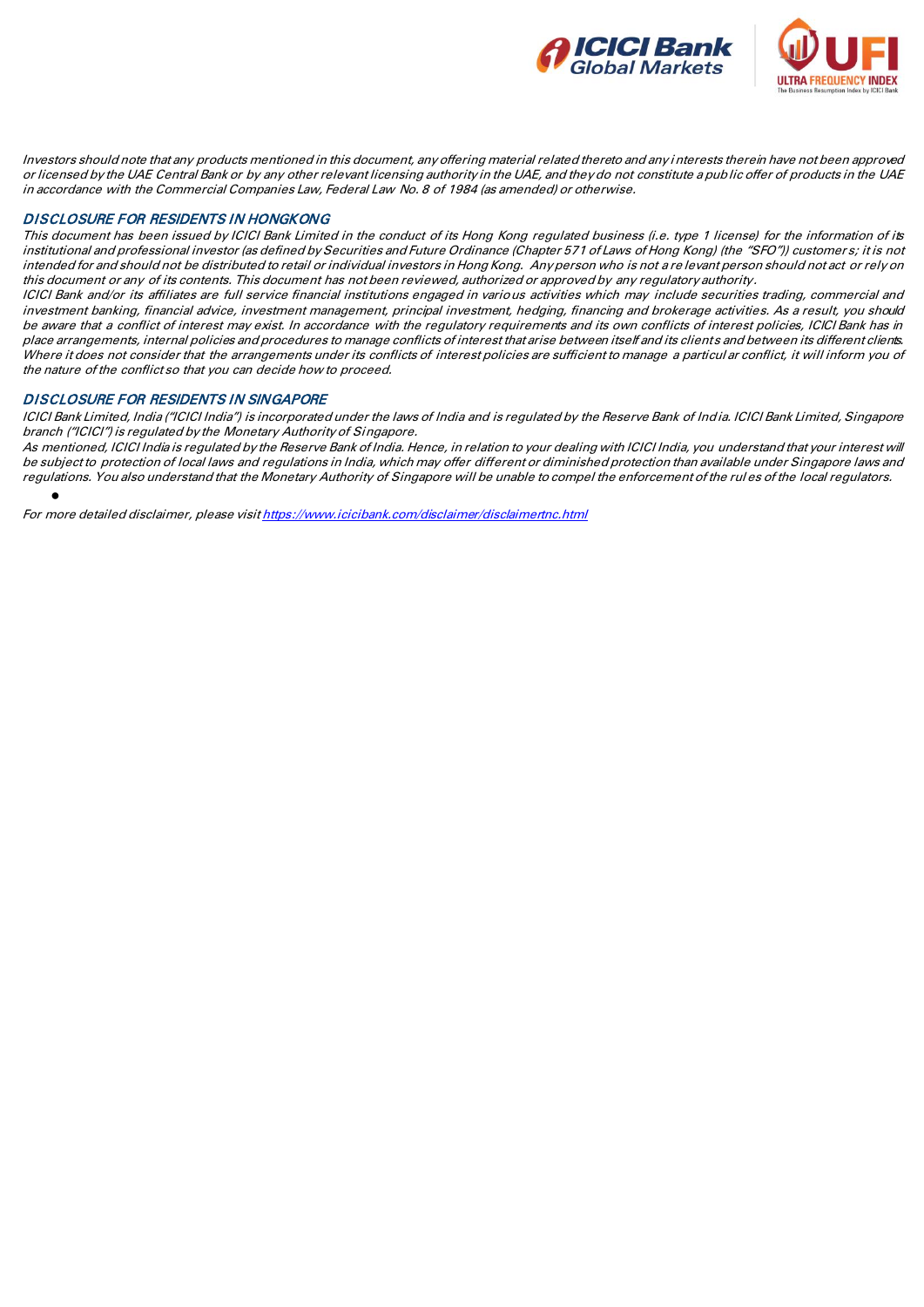*Investors should note that any products mentioned in this document, any offering material related thereto and any interests therein have not been approved or licensed by the UAE Central Bank or by any other relevant licensing authority in the UAE, and they do not constitute a public offer of products in the UAE in accordance with the Commercial Companies Law, Federal Law No. 8 of 1984 (as amended) or otherwise.*

### *DISCLOSURE FOR RESIDENTS IN HONGKONG*

*This document has been issued by ICICI Bank Limited in the conduct of its Hong Kong regulated business (i.e. type 1 license) for the information of its institutional and professional investor (as defined by Securities and Future Ordinance (Chapter 571 of Laws of Hong Kong) (the "SFO")) customers; it is not intended for and should not be distributed to retail or individual investors in Hong Kong. Any person who is not a relevant person should not act or rely on this document or any of its contents. This document has not been reviewed, authorized or approved by any regulatory authority.*

*ICICI Bank and/or its affiliates are full service financial institutions engaged in various activities which may include securities trading, commercial and investment banking, financial advice, investment management, principal investment, hedging, financing and brokerage activities. As a result, you should be aware that a conflict of interest may exist. In accordance with the regulatory requirements and its own conflicts of interest policies, ICICI Bank has in place arrangements, internal policies and procedures to manage conflicts of interest that arise between itself and its clients and between its different clients. Where it does not consider that the arrangements under its conflicts of interest policies are sufficient to manage a particular conflict, it will inform you of the nature of the conflict so that you can decide how to proceed.*

### *DISCLOSURE FOR RESIDENTS IN SINGAPORE*

*ICICI Bank Limited, India ("ICICI India") is incorporated under the laws of India and is regulated by the Reserve Bank of India. ICICI Bank Limited, Singapore branch ("ICICI") is regulated by the Monetary Authority of Singapore.*

*As mentioned, ICICI India is regulated by the Reserve Bank of India. Hence, in relation to your dealing with ICICI India, you understand that your interest will be subject to protection of local laws and regulations in India, which may offer different or diminished protection than available under Singapore laws and regulations. You also understand that the Monetary Authority of Singapore will be unable to compel the enforcement of the rules of the local regulators.*

*For more detailed disclaimer, please visit [https://www.icicibank.com/disclaimer/disclaimertnc.html](https://www.icicibank.com/disclaimer/disclaimertnc.html)*